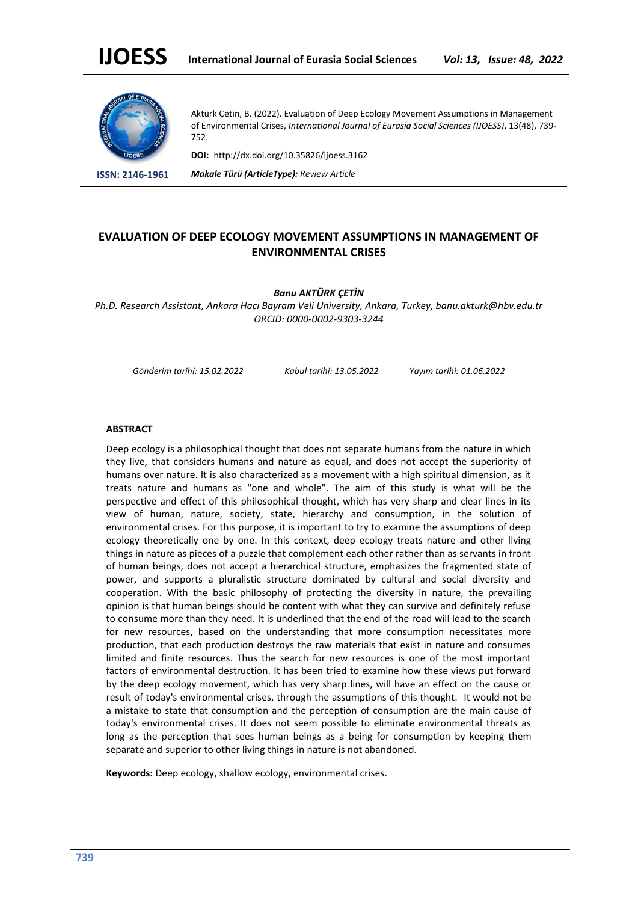Aktürk Çetin, B. (2022). Evaluation of Deep Ecology Movement Assumptions in Management of Environmental Crises, *International Journal of Eurasia Social Sciences (IJOESS)*, 13(48), 739-752.

**DOI:** http://dx.doi.org/10.35826/ijoess.3162

**ISSN: 2146-1961**

***Makale Türü (ArticleType): Review Article***

# EVALUATION OF DEEP ECOLOGY MOVEMENT ASSUMPTIONS IN MANAGEMENT OF ENVIRONMENTAL CRISES

***Banu AKTÜRK ÇETİN***

*Ph.D. Research Assistant, Ankara Hacı Bayram Veli University, Ankara, Turkey, banu.akturk@hbv.edu.tr*
*ORCID: 0000-0002-9303-3244*

*Gönderim tarihi: 15.02.2022* *Kabul tarihi: 13.05.2022* *Yayım tarihi: 01.06.2022*

## ABSTRACT

Deep ecology is a philosophical thought that does not separate humans from the nature in which they live, that considers humans and nature as equal, and does not accept the superiority of humans over nature. It is also characterized as a movement with a high spiritual dimension, as it treats nature and humans as "one and whole". The aim of this study is what will be the perspective and effect of this philosophical thought, which has very sharp and clear lines in its view of human, nature, society, state, hierarchy and consumption, in the solution of environmental crises. For this purpose, it is important to try to examine the assumptions of deep ecology theoretically one by one. In this context, deep ecology treats nature and other living things in nature as pieces of a puzzle that complement each other rather than as servants in front of human beings, does not accept a hierarchical structure, emphasizes the fragmented state of power, and supports a pluralistic structure dominated by cultural and social diversity and cooperation. With the basic philosophy of protecting the diversity in nature, the prevailing opinion is that human beings should be content with what they can survive and definitely refuse to consume more than they need. It is underlined that the end of the road will lead to the search for new resources, based on the understanding that more consumption necessitates more production, that each production destroys the raw materials that exist in nature and consumes limited and finite resources. Thus the search for new resources is one of the most important factors of environmental destruction. It has been tried to examine how these views put forward by the deep ecology movement, which has very sharp lines, will have an effect on the cause or result of today's environmental crises, through the assumptions of this thought. It would not be a mistake to state that consumption and the perception of consumption are the main cause of today's environmental crises. It does not seem possible to eliminate environmental threats as long as the perception that sees human beings as a being for consumption by keeping them separate and superior to other living things in nature is not abandoned.

**Keywords:** Deep ecology, shallow ecology, environmental crises.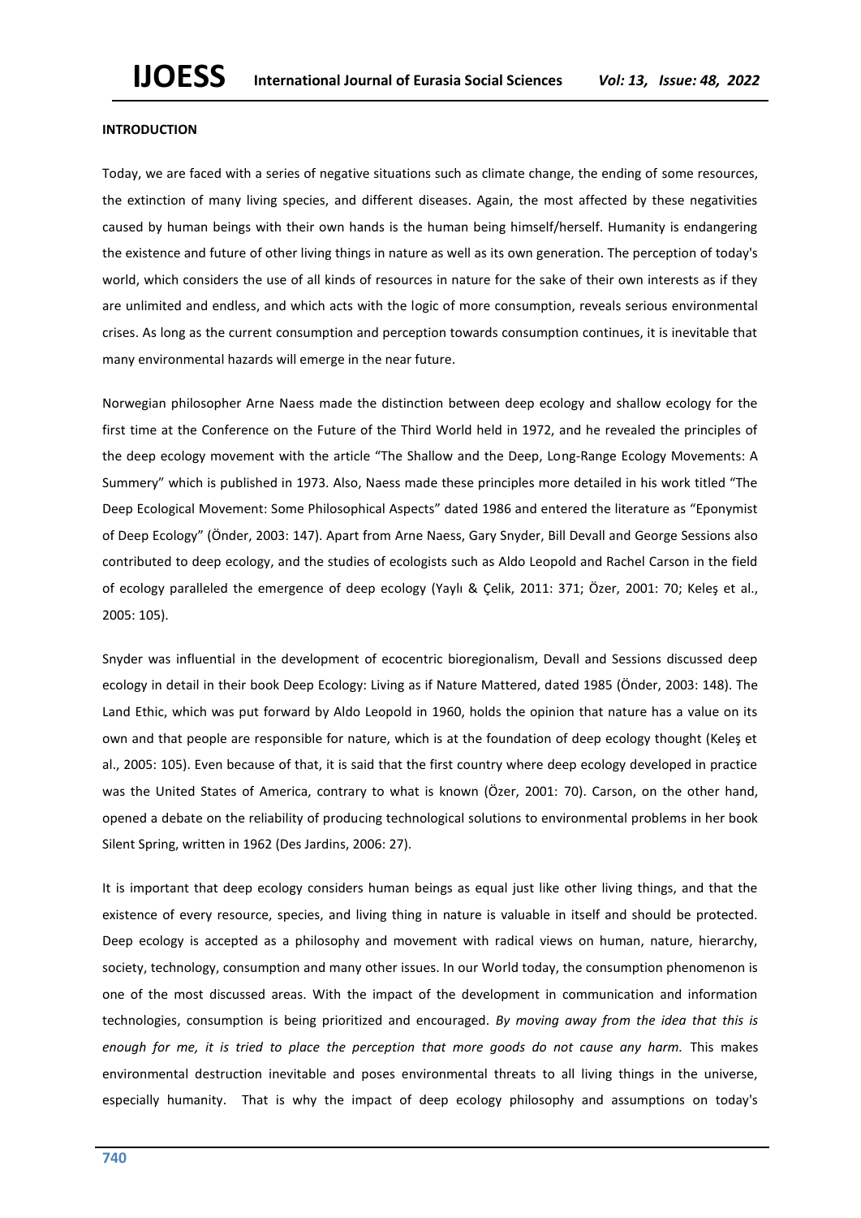## INTRODUCTION

Today, we are faced with a series of negative situations such as climate change, the ending of some resources, the extinction of many living species, and different diseases. Again, the most affected by these negativities caused by human beings with their own hands is the human being himself/herself. Humanity is endangering the existence and future of other living things in nature as well as its own generation. The perception of today's world, which considers the use of all kinds of resources in nature for the sake of their own interests as if they are unlimited and endless, and which acts with the logic of more consumption, reveals serious environmental crises. As long as the current consumption and perception towards consumption continues, it is inevitable that many environmental hazards will emerge in the near future.

Norwegian philosopher Arne Naess made the distinction between deep ecology and shallow ecology for the first time at the Conference on the Future of the Third World held in 1972, and he revealed the principles of the deep ecology movement with the article "The Shallow and the Deep, Long-Range Ecology Movements: A Summery" which is published in 1973. Also, Naess made these principles more detailed in his work titled "The Deep Ecological Movement: Some Philosophical Aspects" dated 1986 and entered the literature as "Eponymist of Deep Ecology" (Önder, 2003: 147). Apart from Arne Naess, Gary Snyder, Bill Devall and George Sessions also contributed to deep ecology, and the studies of ecologists such as Aldo Leopold and Rachel Carson in the field of ecology paralleled the emergence of deep ecology (Yaylı & Çelik, 2011: 371; Özer, 2001: 70; Keleş et al., 2005: 105).

Snyder was influential in the development of ecocentric bioregionalism, Devall and Sessions discussed deep ecology in detail in their book Deep Ecology: Living as if Nature Mattered, dated 1985 (Önder, 2003: 148). The Land Ethic, which was put forward by Aldo Leopold in 1960, holds the opinion that nature has a value on its own and that people are responsible for nature, which is at the foundation of deep ecology thought (Keleş et al., 2005: 105). Even because of that, it is said that the first country where deep ecology developed in practice was the United States of America, contrary to what is known (Özer, 2001: 70). Carson, on the other hand, opened a debate on the reliability of producing technological solutions to environmental problems in her book Silent Spring, written in 1962 (Des Jardins, 2006: 27).

It is important that deep ecology considers human beings as equal just like other living things, and that the existence of every resource, species, and living thing in nature is valuable in itself and should be protected. Deep ecology is accepted as a philosophy and movement with radical views on human, nature, hierarchy, society, technology, consumption and many other issues. In our World today, the consumption phenomenon is one of the most discussed areas. With the impact of the development in communication and information technologies, consumption is being prioritized and encouraged. *By moving away from the idea that this is enough for me, it is tried to place the perception that more goods do not cause any harm.* This makes environmental destruction inevitable and poses environmental threats to all living things in the universe, especially humanity. That is why the impact of deep ecology philosophy and assumptions on today's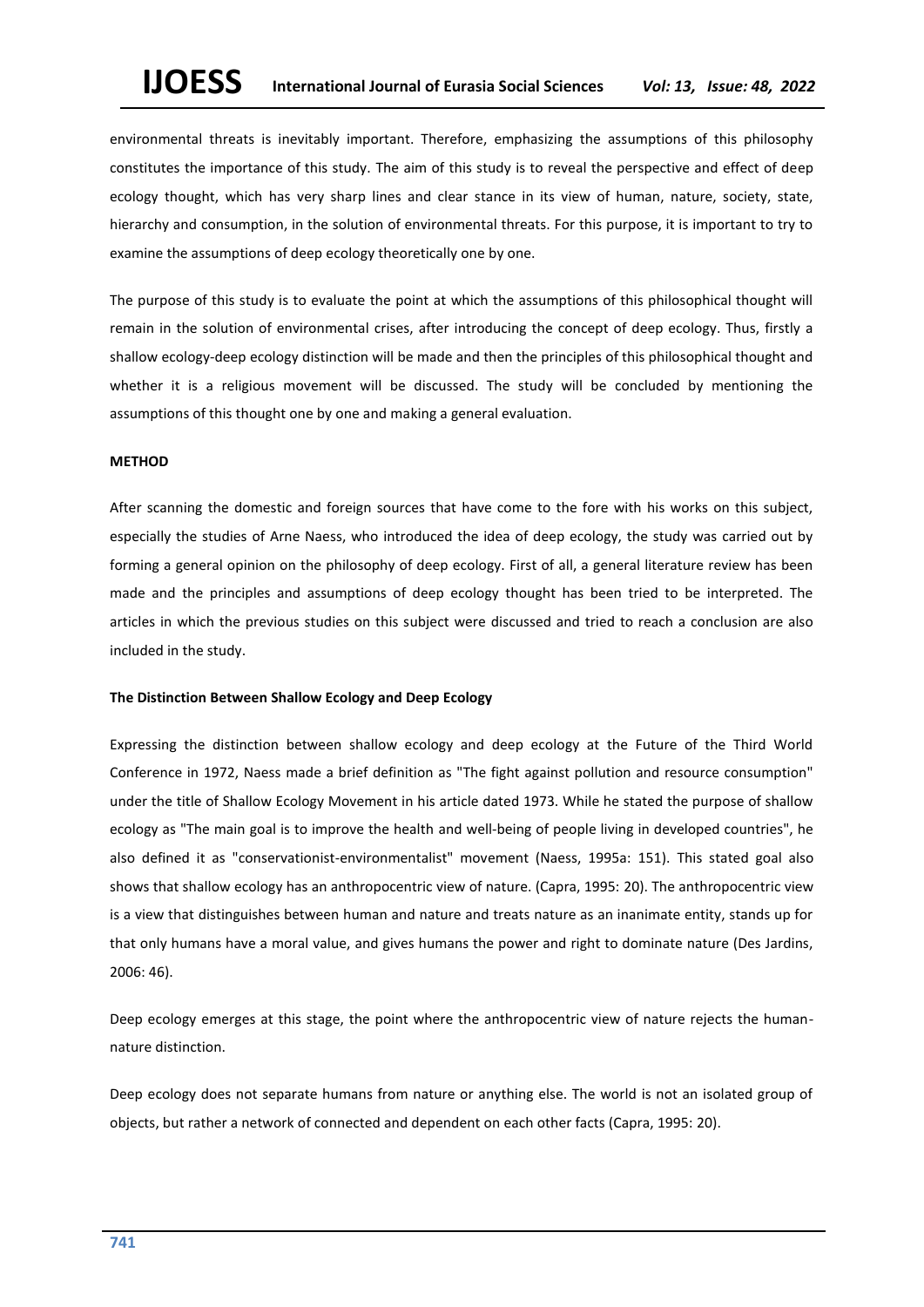environmental threats is inevitably important. Therefore, emphasizing the assumptions of this philosophy constitutes the importance of this study. The aim of this study is to reveal the perspective and effect of deep ecology thought, which has very sharp lines and clear stance in its view of human, nature, society, state, hierarchy and consumption, in the solution of environmental threats. For this purpose, it is important to try to examine the assumptions of deep ecology theoretically one by one.

The purpose of this study is to evaluate the point at which the assumptions of this philosophical thought will remain in the solution of environmental crises, after introducing the concept of deep ecology. Thus, firstly a shallow ecology-deep ecology distinction will be made and then the principles of this philosophical thought and whether it is a religious movement will be discussed. The study will be concluded by mentioning the assumptions of this thought one by one and making a general evaluation.

## METHOD

After scanning the domestic and foreign sources that have come to the fore with his works on this subject, especially the studies of Arne Naess, who introduced the idea of deep ecology, the study was carried out by forming a general opinion on the philosophy of deep ecology. First of all, a general literature review has been made and the principles and assumptions of deep ecology thought has been tried to be interpreted. The articles in which the previous studies on this subject were discussed and tried to reach a conclusion are also included in the study.

### The Distinction Between Shallow Ecology and Deep Ecology

Expressing the distinction between shallow ecology and deep ecology at the Future of the Third World Conference in 1972, Naess made a brief definition as "The fight against pollution and resource consumption" under the title of Shallow Ecology Movement in his article dated 1973. While he stated the purpose of shallow ecology as "The main goal is to improve the health and well-being of people living in developed countries", he also defined it as "conservationist-environmentalist" movement (Naess, 1995a: 151). This stated goal also shows that shallow ecology has an anthropocentric view of nature. (Capra, 1995: 20). The anthropocentric view is a view that distinguishes between human and nature and treats nature as an inanimate entity, stands up for that only humans have a moral value, and gives humans the power and right to dominate nature (Des Jardins, 2006: 46).

Deep ecology emerges at this stage, the point where the anthropocentric view of nature rejects the human-nature distinction.

Deep ecology does not separate humans from nature or anything else. The world is not an isolated group of objects, but rather a network of connected and dependent on each other facts (Capra, 1995: 20).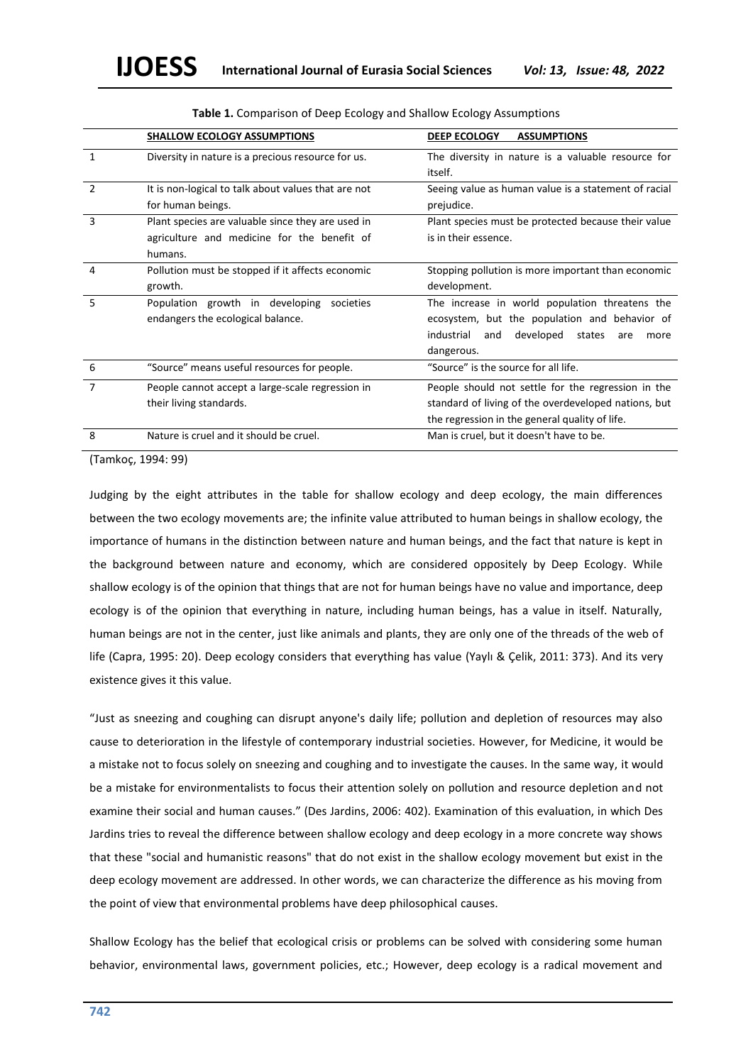**Table 1.** Comparison of Deep Ecology and Shallow Ecology Assumptions

| | SHALLOW ECOLOGY ASSUMPTIONS | DEEP ECOLOGY ASSUMPTIONS |
|---|---|---|
| 1 | Diversity in nature is a precious resource for us. | The diversity in nature is a valuable resource for itself. |
| 2 | It is non-logical to talk about values that are not for human beings. | Seeing value as human value is a statement of racial prejudice. |
| 3 | Plant species are valuable since they are used in agriculture and medicine for the benefit of humans. | Plant species must be protected because their value is in their essence. |
| 4 | Pollution must be stopped if it affects economic growth. | Stopping pollution is more important than economic development. |
| 5 | Population growth in developing societies endangers the ecological balance. | The increase in world population threatens the ecosystem, but the population and behavior of industrial and developed states are more dangerous. |
| 6 | "Source" means useful resources for people. | "Source" is the source for all life. |
| 7 | People cannot accept a large-scale regression in their living standards. | People should not settle for the regression in the standard of living of the overdeveloped nations, but the regression in the general quality of life. |
| 8 | Nature is cruel and it should be cruel. | Man is cruel, but it doesn't have to be. |

(Tamkoç, 1994: 99)

Judging by the eight attributes in the table for shallow ecology and deep ecology, the main differences between the two ecology movements are; the infinite value attributed to human beings in shallow ecology, the importance of humans in the distinction between nature and human beings, and the fact that nature is kept in the background between nature and economy, which are considered oppositely by Deep Ecology. While shallow ecology is of the opinion that things that are not for human beings have no value and importance, deep ecology is of the opinion that everything in nature, including human beings, has a value in itself. Naturally, human beings are not in the center, just like animals and plants, they are only one of the threads of the web of life (Capra, 1995: 20). Deep ecology considers that everything has value (Yaylı & Çelik, 2011: 373). And its very existence gives it this value.

"Just as sneezing and coughing can disrupt anyone's daily life; pollution and depletion of resources may also cause to deterioration in the lifestyle of contemporary industrial societies. However, for Medicine, it would be a mistake not to focus solely on sneezing and coughing and to investigate the causes. In the same way, it would be a mistake for environmentalists to focus their attention solely on pollution and resource depletion and not examine their social and human causes." (Des Jardins, 2006: 402). Examination of this evaluation, in which Des Jardins tries to reveal the difference between shallow ecology and deep ecology in a more concrete way shows that these "social and humanistic reasons" that do not exist in the shallow ecology movement but exist in the deep ecology movement are addressed. In other words, we can characterize the difference as his moving from the point of view that environmental problems have deep philosophical causes.

Shallow Ecology has the belief that ecological crisis or problems can be solved with considering some human behavior, environmental laws, government policies, etc.; However, deep ecology is a radical movement and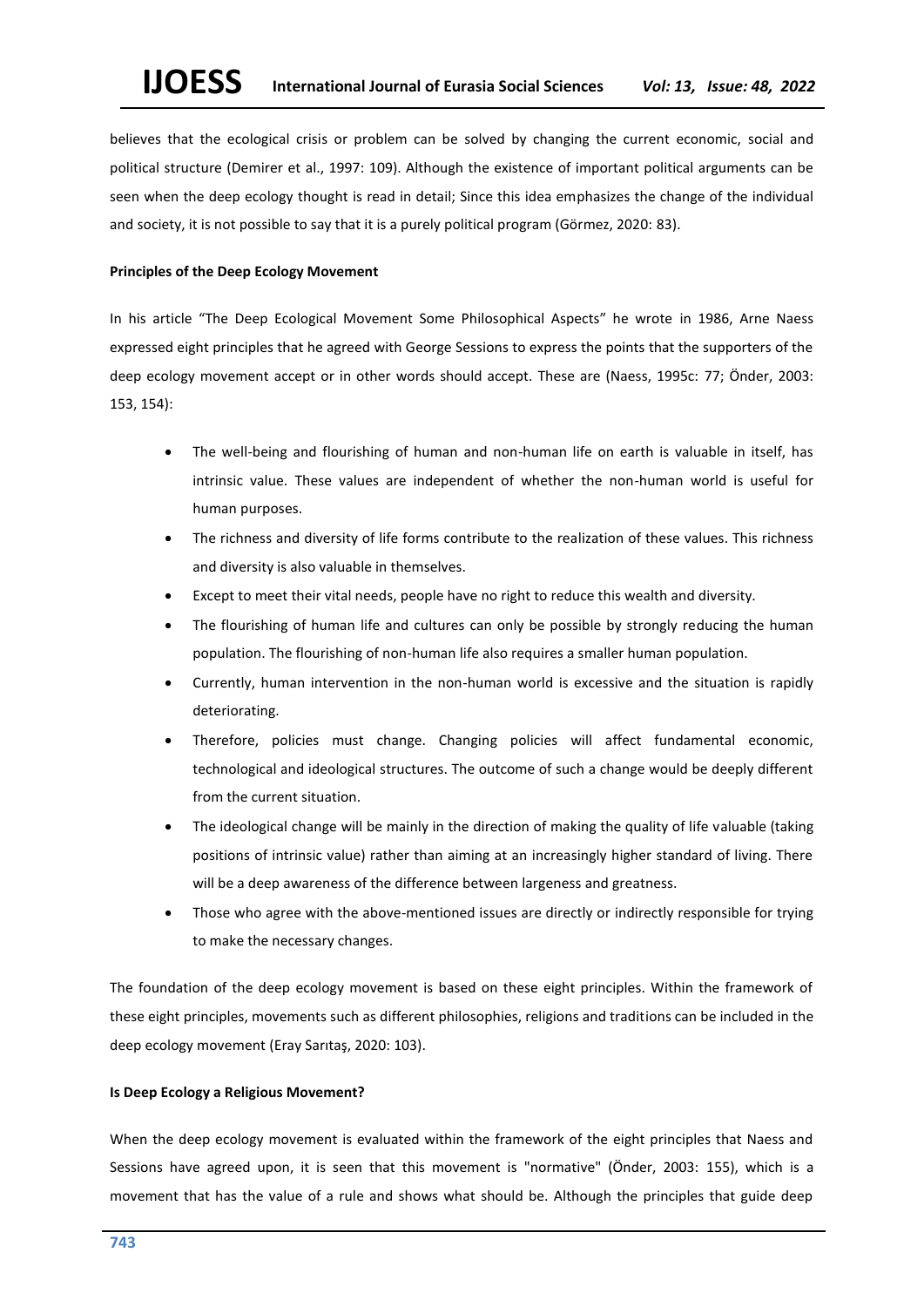believes that the ecological crisis or problem can be solved by changing the current economic, social and political structure (Demirer et al., 1997: 109). Although the existence of important political arguments can be seen when the deep ecology thought is read in detail; Since this idea emphasizes the change of the individual and society, it is not possible to say that it is a purely political program (Görmez, 2020: 83).

**Principles of the Deep Ecology Movement**

In his article "The Deep Ecological Movement Some Philosophical Aspects" he wrote in 1986, Arne Naess expressed eight principles that he agreed with George Sessions to express the points that the supporters of the deep ecology movement accept or in other words should accept. These are (Naess, 1995c: 77; Önder, 2003: 153, 154):

- The well-being and flourishing of human and non-human life on earth is valuable in itself, has intrinsic value. These values are independent of whether the non-human world is useful for human purposes.
- The richness and diversity of life forms contribute to the realization of these values. This richness and diversity is also valuable in themselves.
- Except to meet their vital needs, people have no right to reduce this wealth and diversity.
- The flourishing of human life and cultures can only be possible by strongly reducing the human population. The flourishing of non-human life also requires a smaller human population.
- Currently, human intervention in the non-human world is excessive and the situation is rapidly deteriorating.
- Therefore, policies must change. Changing policies will affect fundamental economic, technological and ideological structures. The outcome of such a change would be deeply different from the current situation.
- The ideological change will be mainly in the direction of making the quality of life valuable (taking positions of intrinsic value) rather than aiming at an increasingly higher standard of living. There will be a deep awareness of the difference between largeness and greatness.
- Those who agree with the above-mentioned issues are directly or indirectly responsible for trying to make the necessary changes.

The foundation of the deep ecology movement is based on these eight principles. Within the framework of these eight principles, movements such as different philosophies, religions and traditions can be included in the deep ecology movement (Eray Sarıtaş, 2020: 103).

**Is Deep Ecology a Religious Movement?**

When the deep ecology movement is evaluated within the framework of the eight principles that Naess and Sessions have agreed upon, it is seen that this movement is "normative" (Önder, 2003: 155), which is a movement that has the value of a rule and shows what should be. Although the principles that guide deep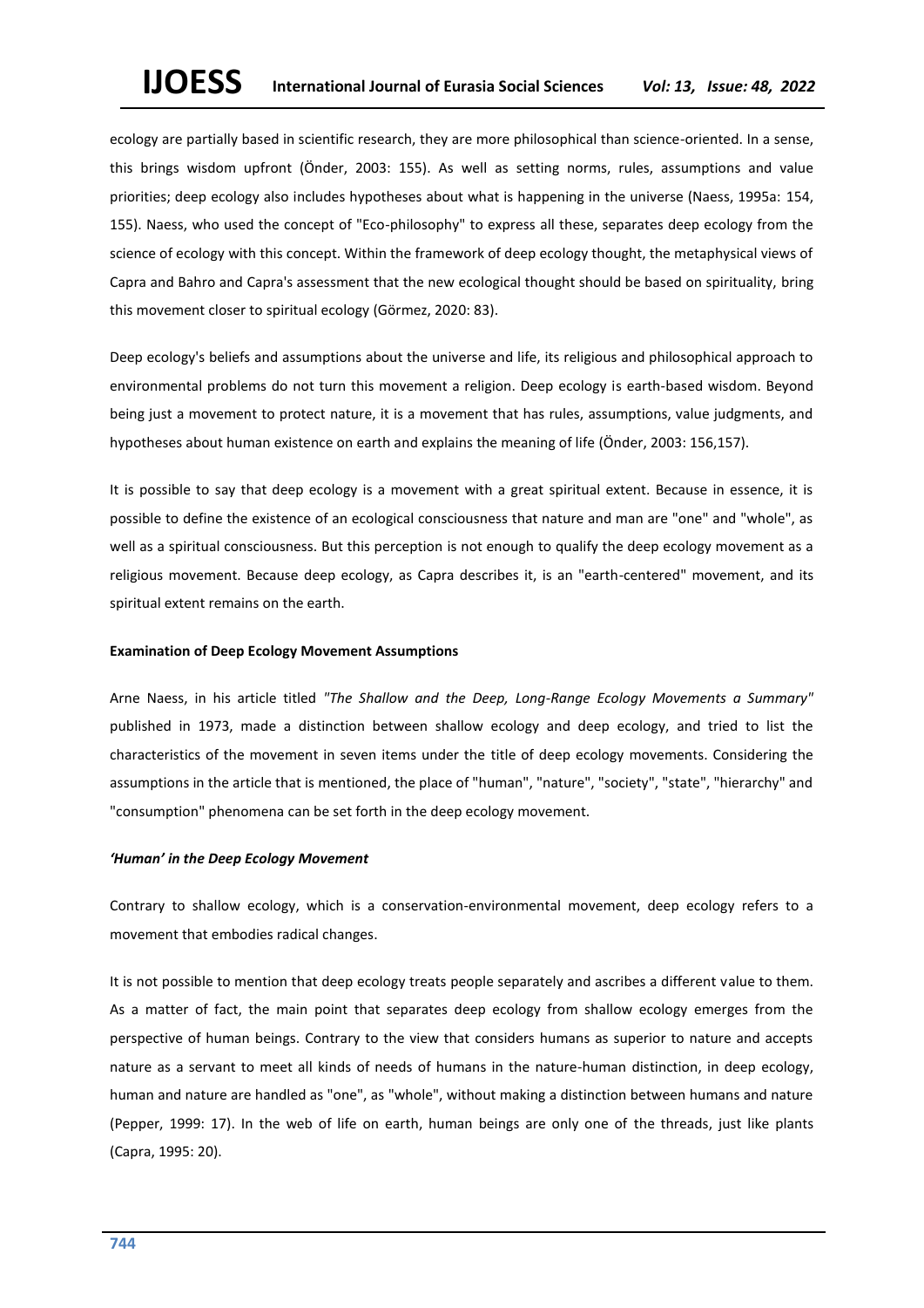ecology are partially based in scientific research, they are more philosophical than science-oriented. In a sense, this brings wisdom upfront (Önder, 2003: 155). As well as setting norms, rules, assumptions and value priorities; deep ecology also includes hypotheses about what is happening in the universe (Naess, 1995a: 154, 155). Naess, who used the concept of "Eco-philosophy" to express all these, separates deep ecology from the science of ecology with this concept. Within the framework of deep ecology thought, the metaphysical views of Capra and Bahro and Capra's assessment that the new ecological thought should be based on spirituality, bring this movement closer to spiritual ecology (Görmez, 2020: 83).

Deep ecology's beliefs and assumptions about the universe and life, its religious and philosophical approach to environmental problems do not turn this movement a religion. Deep ecology is earth-based wisdom. Beyond being just a movement to protect nature, it is a movement that has rules, assumptions, value judgments, and hypotheses about human existence on earth and explains the meaning of life (Önder, 2003: 156,157).

It is possible to say that deep ecology is a movement with a great spiritual extent. Because in essence, it is possible to define the existence of an ecological consciousness that nature and man are "one" and "whole", as well as a spiritual consciousness. But this perception is not enough to qualify the deep ecology movement as a religious movement. Because deep ecology, as Capra describes it, is an "earth-centered" movement, and its spiritual extent remains on the earth.

**Examination of Deep Ecology Movement Assumptions**

Arne Naess, in his article titled *"The Shallow and the Deep, Long-Range Ecology Movements a Summary"* published in 1973, made a distinction between shallow ecology and deep ecology, and tried to list the characteristics of the movement in seven items under the title of deep ecology movements. Considering the assumptions in the article that is mentioned, the place of "human", "nature", "society", "state", "hierarchy" and "consumption" phenomena can be set forth in the deep ecology movement.

***'Human' in the Deep Ecology Movement***

Contrary to shallow ecology, which is a conservation-environmental movement, deep ecology refers to a movement that embodies radical changes.

It is not possible to mention that deep ecology treats people separately and ascribes a different value to them. As a matter of fact, the main point that separates deep ecology from shallow ecology emerges from the perspective of human beings. Contrary to the view that considers humans as superior to nature and accepts nature as a servant to meet all kinds of needs of humans in the nature-human distinction, in deep ecology, human and nature are handled as "one", as "whole", without making a distinction between humans and nature (Pepper, 1999: 17). In the web of life on earth, human beings are only one of the threads, just like plants (Capra, 1995: 20).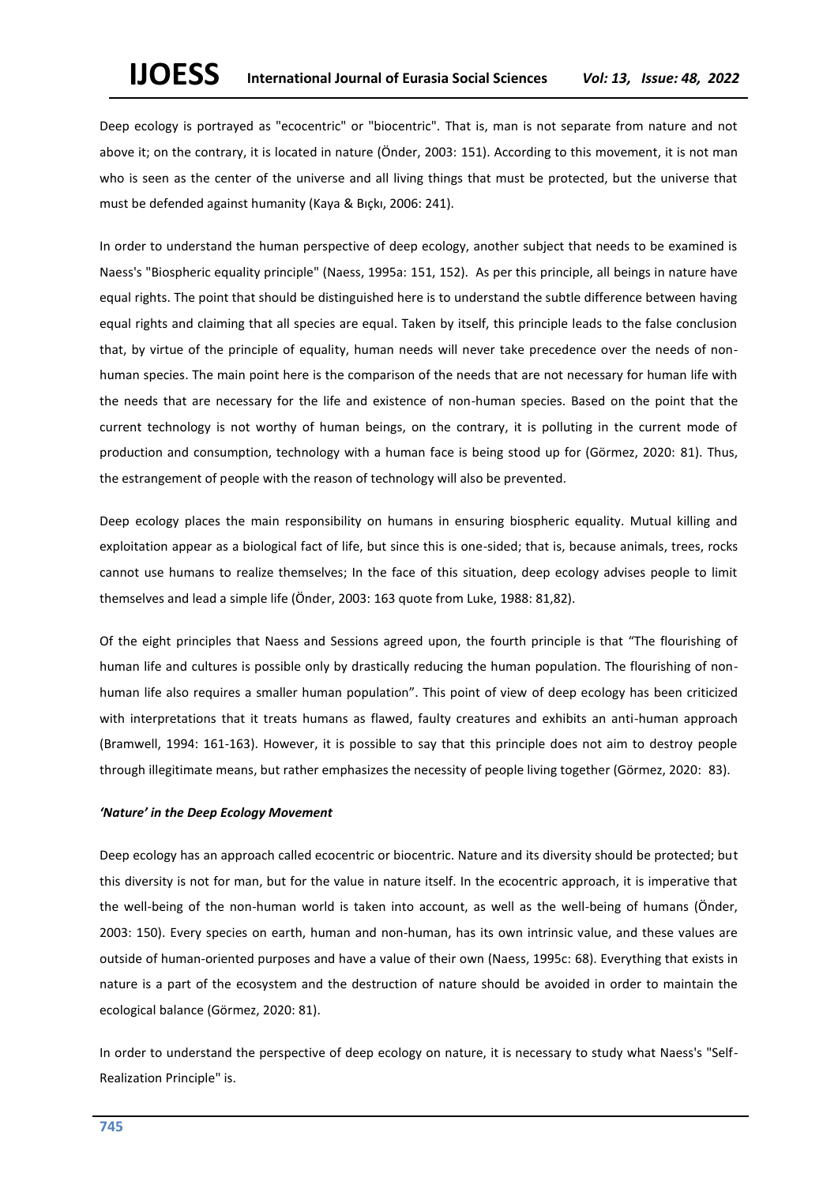Deep ecology is portrayed as "ecocentric" or "biocentric". That is, man is not separate from nature and not above it; on the contrary, it is located in nature (Önder, 2003: 151). According to this movement, it is not man who is seen as the center of the universe and all living things that must be protected, but the universe that must be defended against humanity (Kaya & Bıçkı, 2006: 241).

In order to understand the human perspective of deep ecology, another subject that needs to be examined is Naess's "Biospheric equality principle" (Naess, 1995a: 151, 152). As per this principle, all beings in nature have equal rights. The point that should be distinguished here is to understand the subtle difference between having equal rights and claiming that all species are equal. Taken by itself, this principle leads to the false conclusion that, by virtue of the principle of equality, human needs will never take precedence over the needs of non-human species. The main point here is the comparison of the needs that are not necessary for human life with the needs that are necessary for the life and existence of non-human species. Based on the point that the current technology is not worthy of human beings, on the contrary, it is polluting in the current mode of production and consumption, technology with a human face is being stood up for (Görmez, 2020: 81). Thus, the estrangement of people with the reason of technology will also be prevented.

Deep ecology places the main responsibility on humans in ensuring biospheric equality. Mutual killing and exploitation appear as a biological fact of life, but since this is one-sided; that is, because animals, trees, rocks cannot use humans to realize themselves; In the face of this situation, deep ecology advises people to limit themselves and lead a simple life (Önder, 2003: 163 quote from Luke, 1988: 81,82).

Of the eight principles that Naess and Sessions agreed upon, the fourth principle is that "The flourishing of human life and cultures is possible only by drastically reducing the human population. The flourishing of non-human life also requires a smaller human population". This point of view of deep ecology has been criticized with interpretations that it treats humans as flawed, faulty creatures and exhibits an anti-human approach (Bramwell, 1994: 161-163). However, it is possible to say that this principle does not aim to destroy people through illegitimate means, but rather emphasizes the necessity of people living together (Görmez, 2020: 83).

#### *'Nature' in the Deep Ecology Movement*

Deep ecology has an approach called ecocentric or biocentric. Nature and its diversity should be protected; but this diversity is not for man, but for the value in nature itself. In the ecocentric approach, it is imperative that the well-being of the non-human world is taken into account, as well as the well-being of humans (Önder, 2003: 150). Every species on earth, human and non-human, has its own intrinsic value, and these values are outside of human-oriented purposes and have a value of their own (Naess, 1995c: 68). Everything that exists in nature is a part of the ecosystem and the destruction of nature should be avoided in order to maintain the ecological balance (Görmez, 2020: 81).

In order to understand the perspective of deep ecology on nature, it is necessary to study what Naess's "Self-Realization Principle" is.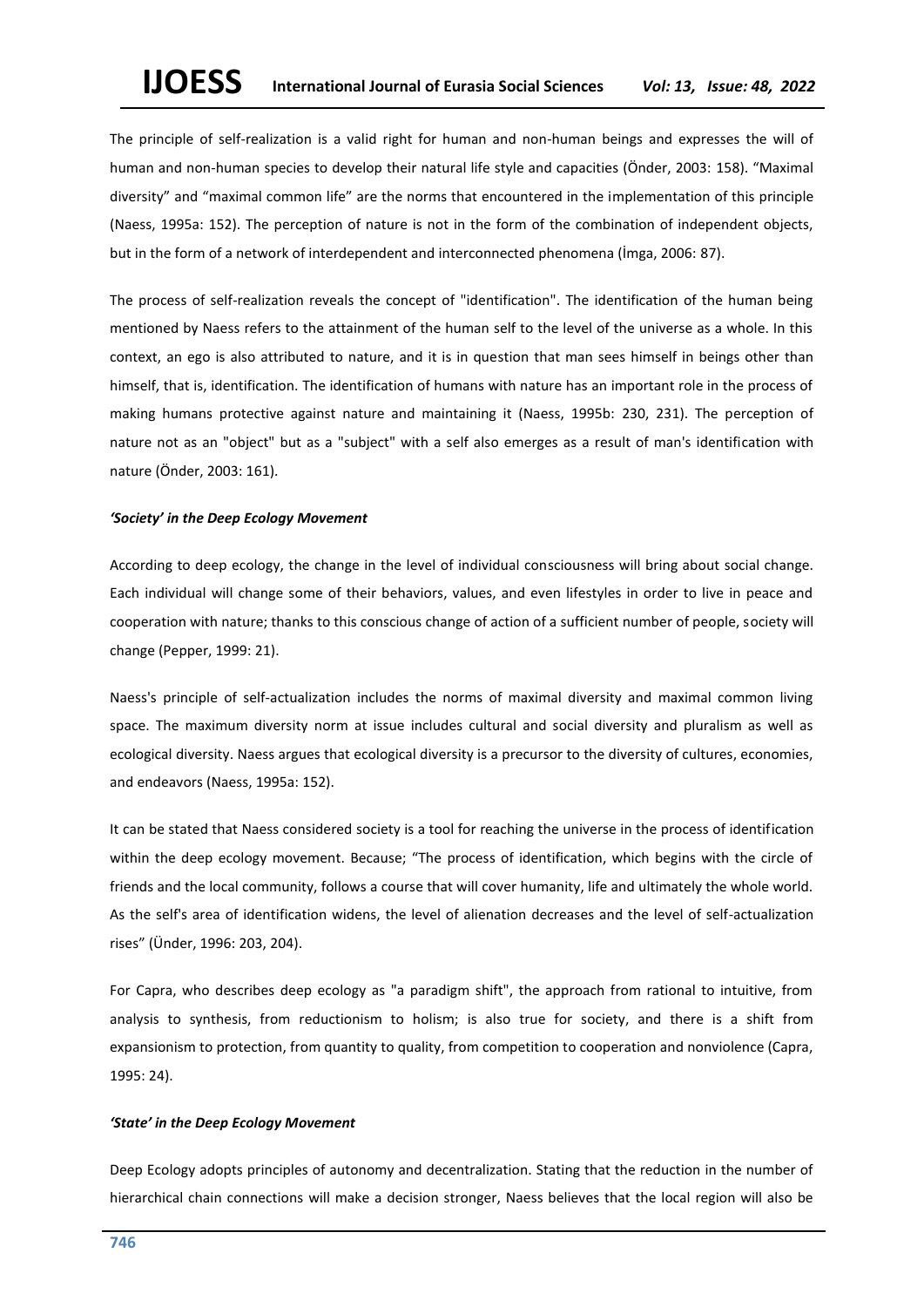The principle of self-realization is a valid right for human and non-human beings and expresses the will of human and non-human species to develop their natural life style and capacities (Önder, 2003: 158). “Maximal diversity” and “maximal common life” are the norms that encountered in the implementation of this principle (Naess, 1995a: 152). The perception of nature is not in the form of the combination of independent objects, but in the form of a network of interdependent and interconnected phenomena (İmga, 2006: 87).

The process of self-realization reveals the concept of "identification". The identification of the human being mentioned by Naess refers to the attainment of the human self to the level of the universe as a whole. In this context, an ego is also attributed to nature, and it is in question that man sees himself in beings other than himself, that is, identification. The identification of humans with nature has an important role in the process of making humans protective against nature and maintaining it (Naess, 1995b: 230, 231). The perception of nature not as an "object" but as a "subject" with a self also emerges as a result of man's identification with nature (Önder, 2003: 161).

#### *'Society' in the Deep Ecology Movement*

According to deep ecology, the change in the level of individual consciousness will bring about social change. Each individual will change some of their behaviors, values, and even lifestyles in order to live in peace and cooperation with nature; thanks to this conscious change of action of a sufficient number of people, society will change (Pepper, 1999: 21).

Naess's principle of self-actualization includes the norms of maximal diversity and maximal common living space. The maximum diversity norm at issue includes cultural and social diversity and pluralism as well as ecological diversity. Naess argues that ecological diversity is a precursor to the diversity of cultures, economies, and endeavors (Naess, 1995a: 152).

It can be stated that Naess considered society is a tool for reaching the universe in the process of identification within the deep ecology movement. Because; “The process of identification, which begins with the circle of friends and the local community, follows a course that will cover humanity, life and ultimately the whole world. As the self's area of identification widens, the level of alienation decreases and the level of self-actualization rises” (Ünder, 1996: 203, 204).

For Capra, who describes deep ecology as "a paradigm shift", the approach from rational to intuitive, from analysis to synthesis, from reductionism to holism; is also true for society, and there is a shift from expansionism to protection, from quantity to quality, from competition to cooperation and nonviolence (Capra, 1995: 24).

#### *'State' in the Deep Ecology Movement*

Deep Ecology adopts principles of autonomy and decentralization. Stating that the reduction in the number of hierarchical chain connections will make a decision stronger, Naess believes that the local region will also be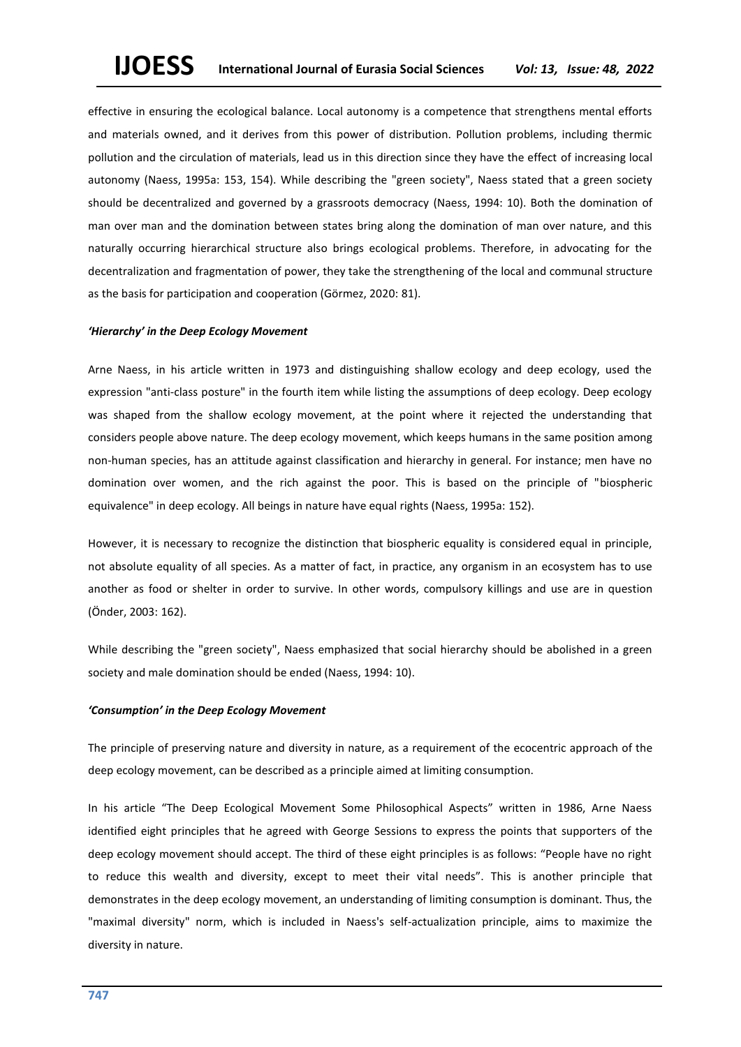effective in ensuring the ecological balance. Local autonomy is a competence that strengthens mental efforts and materials owned, and it derives from this power of distribution. Pollution problems, including thermic pollution and the circulation of materials, lead us in this direction since they have the effect of increasing local autonomy (Naess, 1995a: 153, 154). While describing the "green society", Naess stated that a green society should be decentralized and governed by a grassroots democracy (Naess, 1994: 10). Both the domination of man over man and the domination between states bring along the domination of man over nature, and this naturally occurring hierarchical structure also brings ecological problems. Therefore, in advocating for the decentralization and fragmentation of power, they take the strengthening of the local and communal structure as the basis for participation and cooperation (Görmez, 2020: 81).

#### *'Hierarchy' in the Deep Ecology Movement*

Arne Naess, in his article written in 1973 and distinguishing shallow ecology and deep ecology, used the expression "anti-class posture" in the fourth item while listing the assumptions of deep ecology. Deep ecology was shaped from the shallow ecology movement, at the point where it rejected the understanding that considers people above nature. The deep ecology movement, which keeps humans in the same position among non-human species, has an attitude against classification and hierarchy in general. For instance; men have no domination over women, and the rich against the poor. This is based on the principle of "biospheric equivalence" in deep ecology. All beings in nature have equal rights (Naess, 1995a: 152).

However, it is necessary to recognize the distinction that biospheric equality is considered equal in principle, not absolute equality of all species. As a matter of fact, in practice, any organism in an ecosystem has to use another as food or shelter in order to survive. In other words, compulsory killings and use are in question (Önder, 2003: 162).

While describing the "green society", Naess emphasized that social hierarchy should be abolished in a green society and male domination should be ended (Naess, 1994: 10).

#### *'Consumption' in the Deep Ecology Movement*

The principle of preserving nature and diversity in nature, as a requirement of the ecocentric approach of the deep ecology movement, can be described as a principle aimed at limiting consumption.

In his article "The Deep Ecological Movement Some Philosophical Aspects" written in 1986, Arne Naess identified eight principles that he agreed with George Sessions to express the points that supporters of the deep ecology movement should accept. The third of these eight principles is as follows: "People have no right to reduce this wealth and diversity, except to meet their vital needs". This is another principle that demonstrates in the deep ecology movement, an understanding of limiting consumption is dominant. Thus, the "maximal diversity" norm, which is included in Naess's self-actualization principle, aims to maximize the diversity in nature.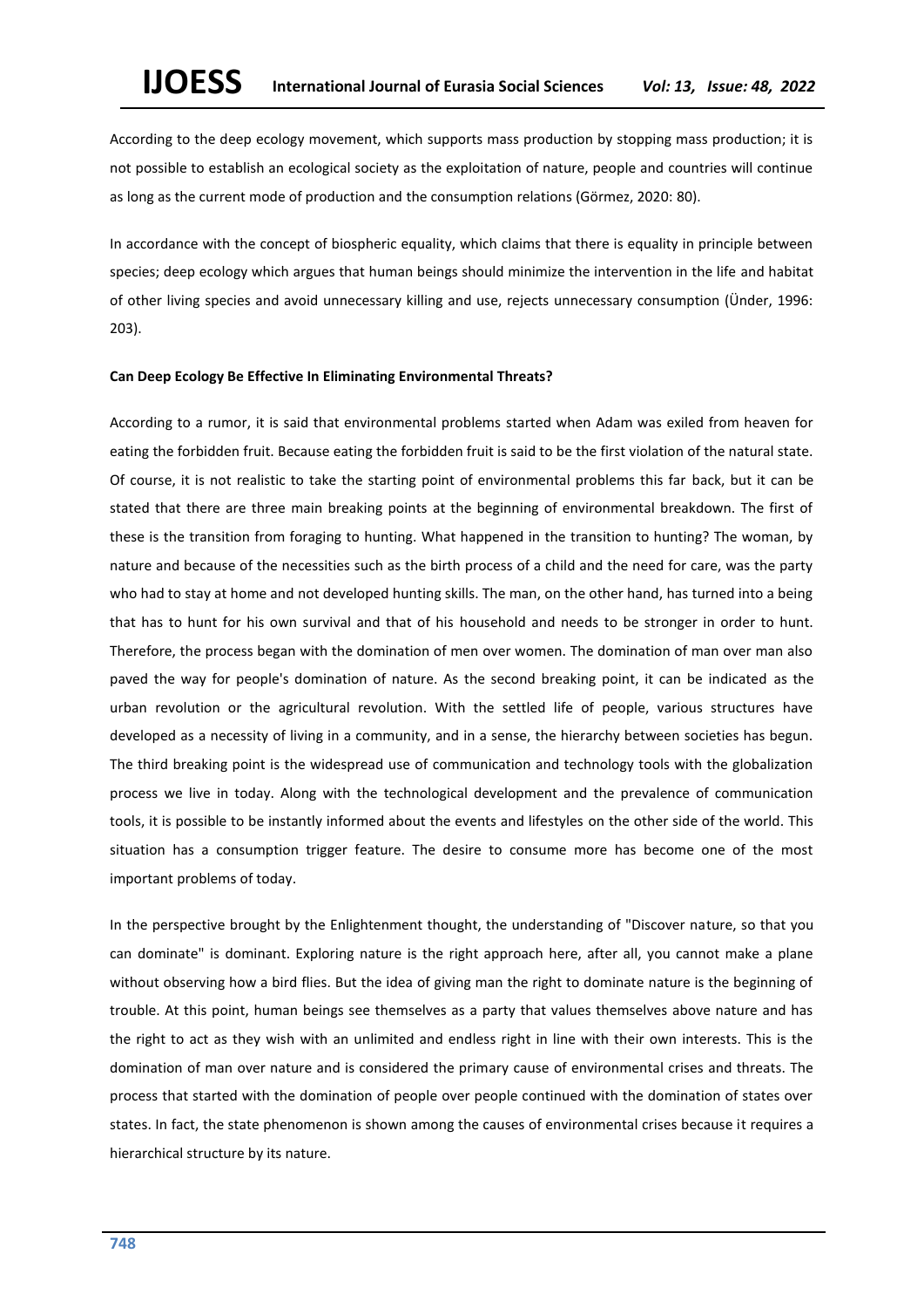According to the deep ecology movement, which supports mass production by stopping mass production; it is not possible to establish an ecological society as the exploitation of nature, people and countries will continue as long as the current mode of production and the consumption relations (Görmez, 2020: 80).

In accordance with the concept of biospheric equality, which claims that there is equality in principle between species; deep ecology which argues that human beings should minimize the intervention in the life and habitat of other living species and avoid unnecessary killing and use, rejects unnecessary consumption (Ünder, 1996: 203).

**Can Deep Ecology Be Effective In Eliminating Environmental Threats?**

According to a rumor, it is said that environmental problems started when Adam was exiled from heaven for eating the forbidden fruit. Because eating the forbidden fruit is said to be the first violation of the natural state. Of course, it is not realistic to take the starting point of environmental problems this far back, but it can be stated that there are three main breaking points at the beginning of environmental breakdown. The first of these is the transition from foraging to hunting. What happened in the transition to hunting? The woman, by nature and because of the necessities such as the birth process of a child and the need for care, was the party who had to stay at home and not developed hunting skills. The man, on the other hand, has turned into a being that has to hunt for his own survival and that of his household and needs to be stronger in order to hunt. Therefore, the process began with the domination of men over women. The domination of man over man also paved the way for people's domination of nature. As the second breaking point, it can be indicated as the urban revolution or the agricultural revolution. With the settled life of people, various structures have developed as a necessity of living in a community, and in a sense, the hierarchy between societies has begun. The third breaking point is the widespread use of communication and technology tools with the globalization process we live in today. Along with the technological development and the prevalence of communication tools, it is possible to be instantly informed about the events and lifestyles on the other side of the world. This situation has a consumption trigger feature. The desire to consume more has become one of the most important problems of today.

In the perspective brought by the Enlightenment thought, the understanding of "Discover nature, so that you can dominate" is dominant. Exploring nature is the right approach here, after all, you cannot make a plane without observing how a bird flies. But the idea of giving man the right to dominate nature is the beginning of trouble. At this point, human beings see themselves as a party that values themselves above nature and has the right to act as they wish with an unlimited and endless right in line with their own interests. This is the domination of man over nature and is considered the primary cause of environmental crises and threats. The process that started with the domination of people over people continued with the domination of states over states. In fact, the state phenomenon is shown among the causes of environmental crises because it requires a hierarchical structure by its nature.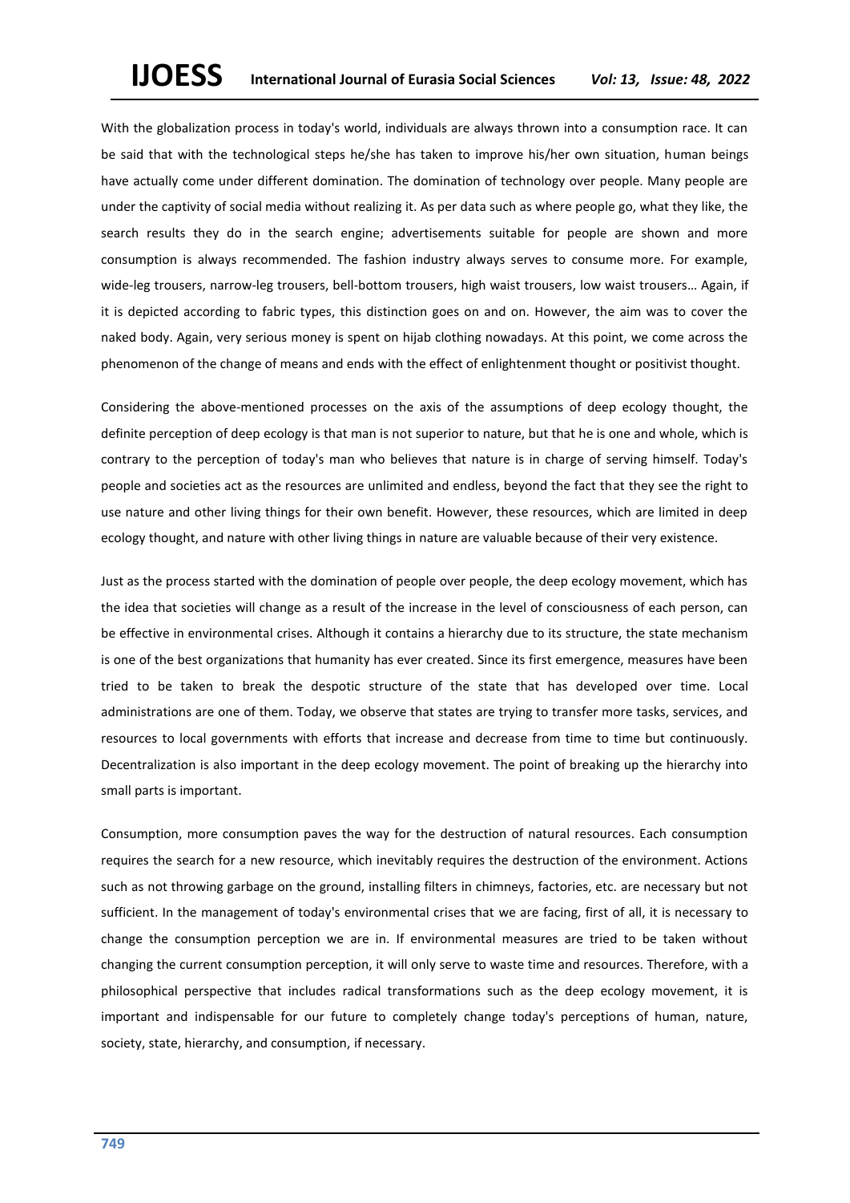With the globalization process in today's world, individuals are always thrown into a consumption race. It can be said that with the technological steps he/she has taken to improve his/her own situation, human beings have actually come under different domination. The domination of technology over people. Many people are under the captivity of social media without realizing it. As per data such as where people go, what they like, the search results they do in the search engine; advertisements suitable for people are shown and more consumption is always recommended. The fashion industry always serves to consume more. For example, wide-leg trousers, narrow-leg trousers, bell-bottom trousers, high waist trousers, low waist trousers… Again, if it is depicted according to fabric types, this distinction goes on and on. However, the aim was to cover the naked body. Again, very serious money is spent on hijab clothing nowadays. At this point, we come across the phenomenon of the change of means and ends with the effect of enlightenment thought or positivist thought.

Considering the above-mentioned processes on the axis of the assumptions of deep ecology thought, the definite perception of deep ecology is that man is not superior to nature, but that he is one and whole, which is contrary to the perception of today's man who believes that nature is in charge of serving himself. Today's people and societies act as the resources are unlimited and endless, beyond the fact that they see the right to use nature and other living things for their own benefit. However, these resources, which are limited in deep ecology thought, and nature with other living things in nature are valuable because of their very existence.

Just as the process started with the domination of people over people, the deep ecology movement, which has the idea that societies will change as a result of the increase in the level of consciousness of each person, can be effective in environmental crises. Although it contains a hierarchy due to its structure, the state mechanism is one of the best organizations that humanity has ever created. Since its first emergence, measures have been tried to be taken to break the despotic structure of the state that has developed over time. Local administrations are one of them. Today, we observe that states are trying to transfer more tasks, services, and resources to local governments with efforts that increase and decrease from time to time but continuously. Decentralization is also important in the deep ecology movement. The point of breaking up the hierarchy into small parts is important.

Consumption, more consumption paves the way for the destruction of natural resources. Each consumption requires the search for a new resource, which inevitably requires the destruction of the environment. Actions such as not throwing garbage on the ground, installing filters in chimneys, factories, etc. are necessary but not sufficient. In the management of today's environmental crises that we are facing, first of all, it is necessary to change the consumption perception we are in. If environmental measures are tried to be taken without changing the current consumption perception, it will only serve to waste time and resources. Therefore, with a philosophical perspective that includes radical transformations such as the deep ecology movement, it is important and indispensable for our future to completely change today's perceptions of human, nature, society, state, hierarchy, and consumption, if necessary.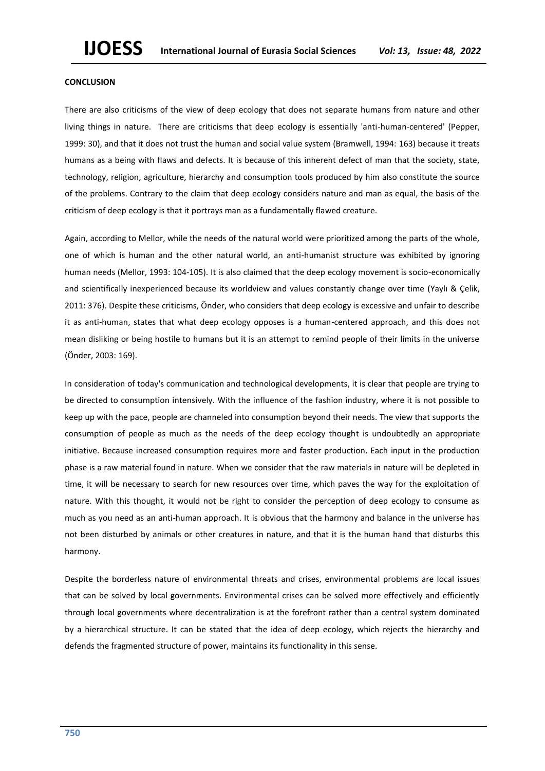## CONCLUSION

There are also criticisms of the view of deep ecology that does not separate humans from nature and other living things in nature. There are criticisms that deep ecology is essentially 'anti-human-centered' (Pepper, 1999: 30), and that it does not trust the human and social value system (Bramwell, 1994: 163) because it treats humans as a being with flaws and defects. It is because of this inherent defect of man that the society, state, technology, religion, agriculture, hierarchy and consumption tools produced by him also constitute the source of the problems. Contrary to the claim that deep ecology considers nature and man as equal, the basis of the criticism of deep ecology is that it portrays man as a fundamentally flawed creature.

Again, according to Mellor, while the needs of the natural world were prioritized among the parts of the whole, one of which is human and the other natural world, an anti-humanist structure was exhibited by ignoring human needs (Mellor, 1993: 104-105). It is also claimed that the deep ecology movement is socio-economically and scientifically inexperienced because its worldview and values constantly change over time (Yaylı & Çelik, 2011: 376). Despite these criticisms, Önder, who considers that deep ecology is excessive and unfair to describe it as anti-human, states that what deep ecology opposes is a human-centered approach, and this does not mean disliking or being hostile to humans but it is an attempt to remind people of their limits in the universe (Önder, 2003: 169).

In consideration of today's communication and technological developments, it is clear that people are trying to be directed to consumption intensively. With the influence of the fashion industry, where it is not possible to keep up with the pace, people are channeled into consumption beyond their needs. The view that supports the consumption of people as much as the needs of the deep ecology thought is undoubtedly an appropriate initiative. Because increased consumption requires more and faster production. Each input in the production phase is a raw material found in nature. When we consider that the raw materials in nature will be depleted in time, it will be necessary to search for new resources over time, which paves the way for the exploitation of nature. With this thought, it would not be right to consider the perception of deep ecology to consume as much as you need as an anti-human approach. It is obvious that the harmony and balance in the universe has not been disturbed by animals or other creatures in nature, and that it is the human hand that disturbs this harmony.

Despite the borderless nature of environmental threats and crises, environmental problems are local issues that can be solved by local governments. Environmental crises can be solved more effectively and efficiently through local governments where decentralization is at the forefront rather than a central system dominated by a hierarchical structure. It can be stated that the idea of deep ecology, which rejects the hierarchy and defends the fragmented structure of power, maintains its functionality in this sense.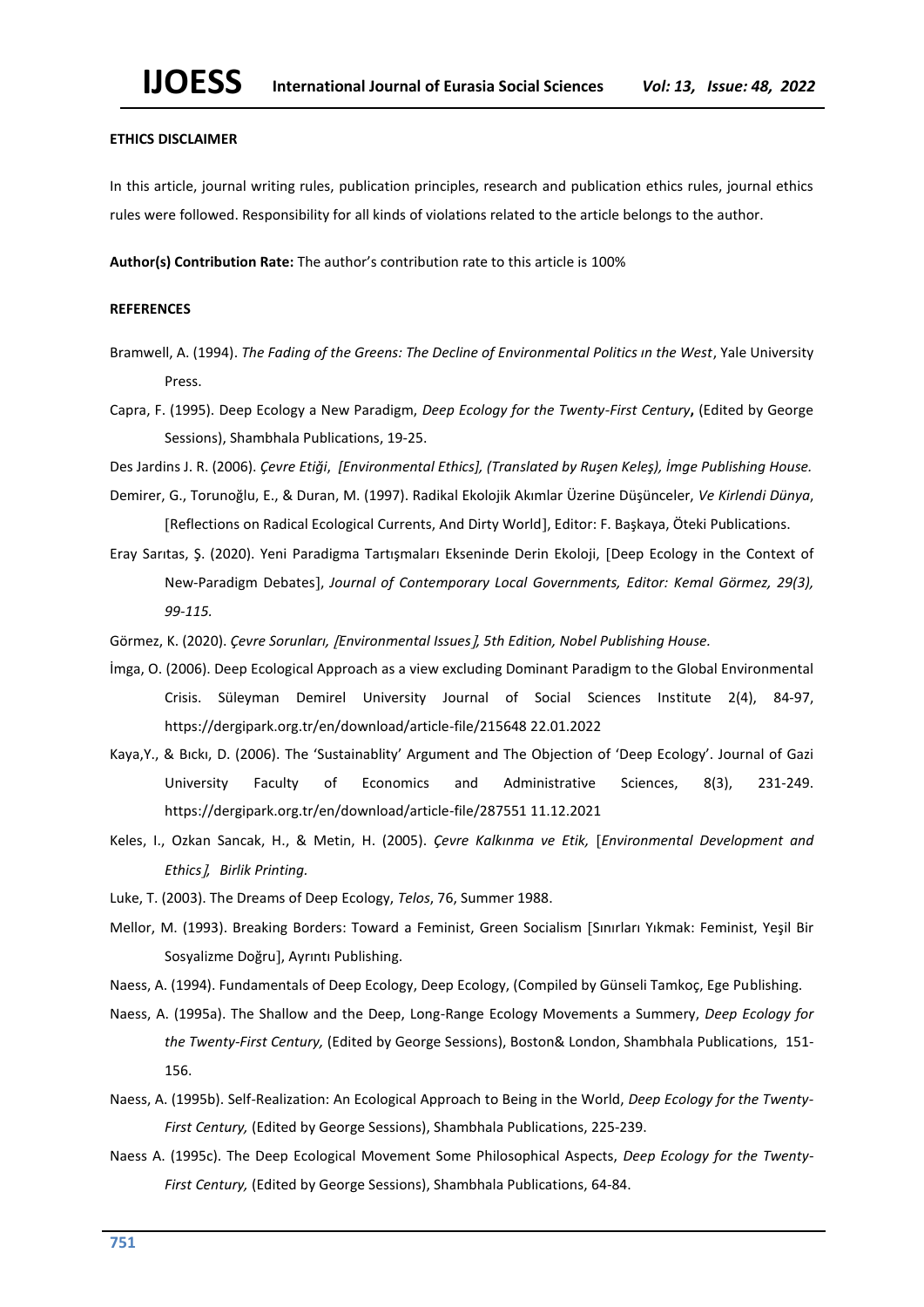**ETHICS DISCLAIMER**

In this article, journal writing rules, publication principles, research and publication ethics rules, journal ethics rules were followed. Responsibility for all kinds of violations related to the article belongs to the author.

**Author(s) Contribution Rate:** The author's contribution rate to this article is 100%

**REFERENCES**

Bramwell, A. (1994). *The Fading of the Greens: The Decline of Environmental Politics ın the West*, Yale University Press.

Capra, F. (1995). Deep Ecology a New Paradigm, *Deep Ecology for the Twenty-First Century***,** (Edited by George Sessions), Shambhala Publications, 19-25.

Des Jardins J. R. (2006). *Çevre Etiği*, *[Environmental Ethics], (Translated by Ruşen Keleş), İmge Publishing House.*

Demirer, G., Torunoğlu, E., & Duran, M. (1997). Radikal Ekolojik Akımlar Üzerine Düşünceler, *Ve Kirlendi Dünya*, [Reflections on Radical Ecological Currents, And Dirty World], Editor: F. Başkaya, Öteki Publications.

Eray Sarıtas, Ş. (2020). Yeni Paradigma Tartışmaları Ekseninde Derin Ekoloji, [Deep Ecology in the Context of New-Paradigm Debates], *Journal of Contemporary Local Governments, Editor: Kemal Görmez, 29(3), 99-115.*

Görmez, K. (2020). *Çevre Sorunları, [Environmental Issues], 5th Edition, Nobel Publishing House.*

İmga, O. (2006). Deep Ecological Approach as a view excluding Dominant Paradigm to the Global Environmental Crisis. Süleyman Demirel University Journal of Social Sciences Institute 2(4), 84-97, https://dergipark.org.tr/en/download/article-file/215648 22.01.2022

Kaya,Y., & Bıckı, D. (2006). The 'Sustainablity' Argument and The Objection of 'Deep Ecology'. Journal of Gazi University Faculty of Economics and Administrative Sciences, 8(3), 231-249. https://dergipark.org.tr/en/download/article-file/287551 11.12.2021

Keles, I., Ozkan Sancak, H., & Metin, H. (2005). *Çevre Kalkınma ve Etik,* [*Environmental Development and Ethics*], *Birlik Printing.*

Luke, T. (2003). The Dreams of Deep Ecology, *Telos*, 76, Summer 1988.

Mellor, M. (1993). Breaking Borders: Toward a Feminist, Green Socialism [Sınırları Yıkmak: Feminist, Yeşil Bir Sosyalizme Doğru], Ayrıntı Publishing.

Naess, A. (1994). Fundamentals of Deep Ecology, Deep Ecology, (Compiled by Günseli Tamkoç, Ege Publishing.

Naess, A. (1995a). The Shallow and the Deep, Long-Range Ecology Movements a Summery, *Deep Ecology for the Twenty-First Century,* (Edited by George Sessions), Boston& London, Shambhala Publications, 151-156.

Naess, A. (1995b). Self-Realization: An Ecological Approach to Being in the World, *Deep Ecology for the Twenty-First Century,* (Edited by George Sessions), Shambhala Publications, 225-239.

Naess A. (1995c). The Deep Ecological Movement Some Philosophical Aspects, *Deep Ecology for the Twenty-First Century,* (Edited by George Sessions), Shambhala Publications, 64-84.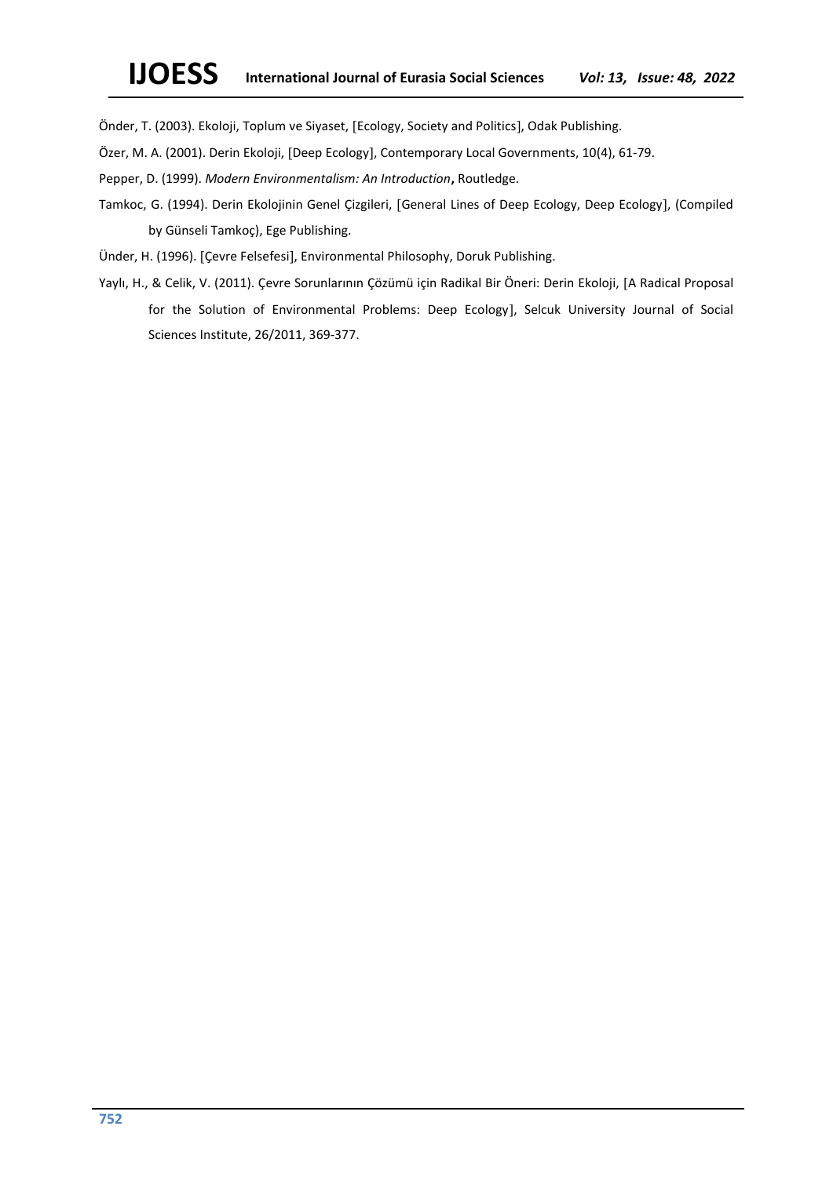Önder, T. (2003). Ekoloji, Toplum ve Siyaset, [Ecology, Society and Politics], Odak Publishing.

Özer, M. A. (2001). Derin Ekoloji, [Deep Ecology], Contemporary Local Governments, 10(4), 61-79.

Pepper, D. (1999). *Modern Environmentalism: An Introduction***,** Routledge.

Tamkoc, G. (1994). Derin Ekolojinin Genel Çizgileri, [General Lines of Deep Ecology, Deep Ecology], (Compiled by Günseli Tamkoç), Ege Publishing.

Ünder, H. (1996). [Çevre Felsefesi], Environmental Philosophy, Doruk Publishing.

Yaylı, H., & Celik, V. (2011). Çevre Sorunlarının Çözümü için Radikal Bir Öneri: Derin Ekoloji, [A Radical Proposal for the Solution of Environmental Problems: Deep Ecology], Selcuk University Journal of Social Sciences Institute, 26/2011, 369-377.